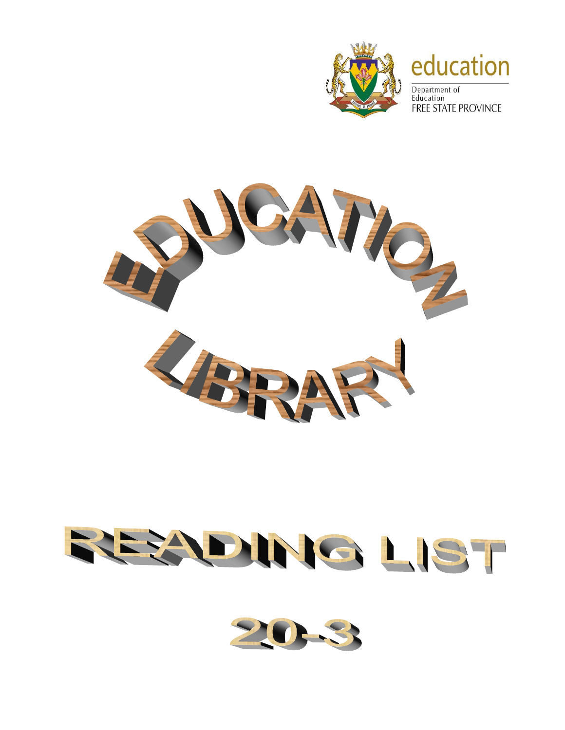education

Department of Education
FREE STATE PROVINCE

# EDUCATION LIBRARY

# READING LIST

# 20-3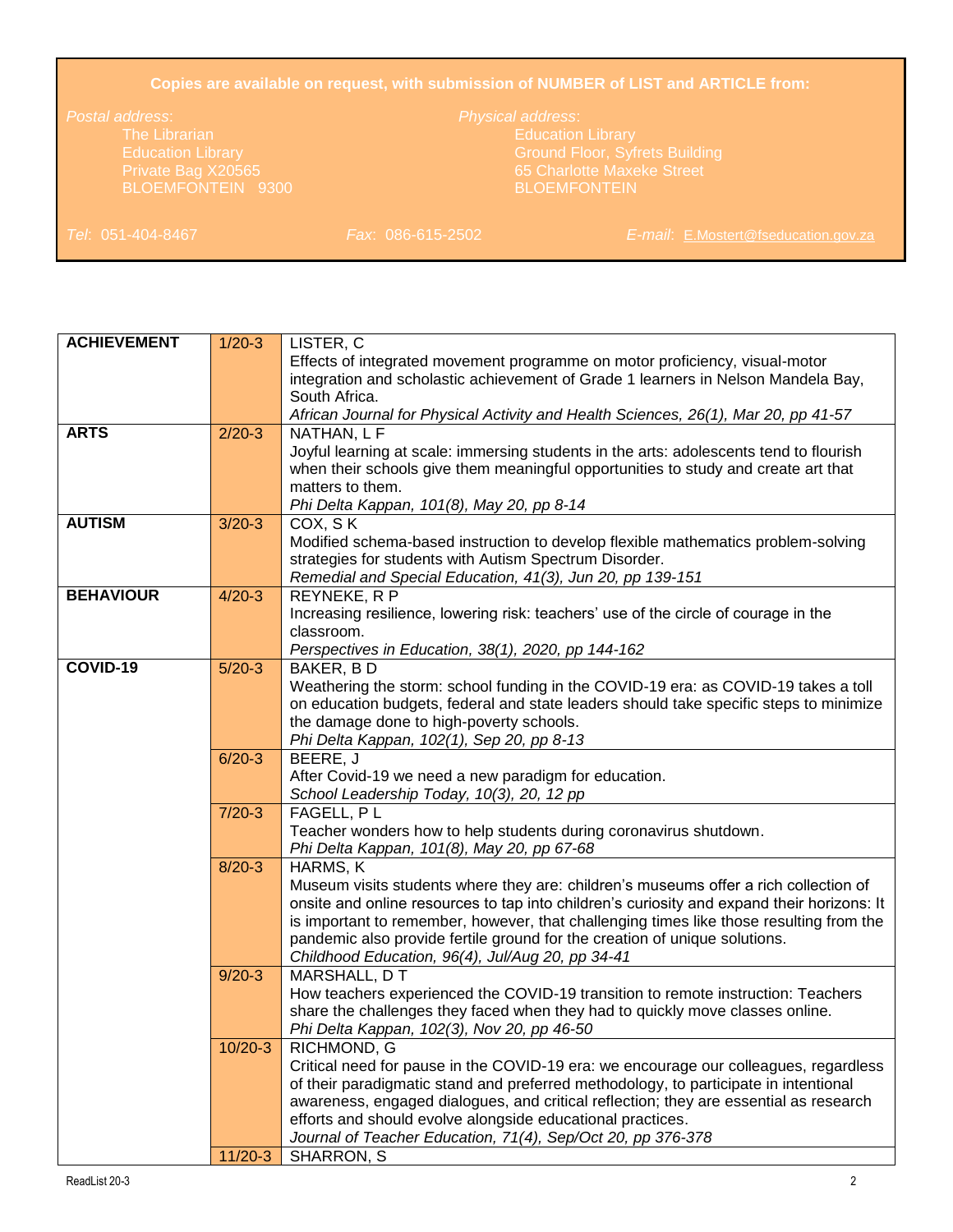**Copies are available on request, with submission of NUMBER of LIST and ARTICLE from:**

*Postal address*:
The Librarian
Education Library
Private Bag X20565
BLOEMFONTEIN 9300

*Physical address*:
Education Library
Ground Floor, Syfrets Building
65 Charlotte Maxeke Street
BLOEMFONTEIN

*Tel*: 051-404-8467 *Fax*: 086-615-2502 *E-mail*: E.Mostert@fseducation.gov.za

| | | |
|---|---|---|
| **ACHIEVEMENT** | 1/20-3 | LISTER, C<br>Effects of integrated movement programme on motor proficiency, visual-motor integration and scholastic achievement of Grade 1 learners in Nelson Mandela Bay, South Africa.<br>*African Journal for Physical Activity and Health Sciences, 26(1), Mar 20, pp 41-57* |
| **ARTS** | 2/20-3 | NATHAN, L F<br>Joyful learning at scale: immersing students in the arts: adolescents tend to flourish when their schools give them meaningful opportunities to study and create art that matters to them.<br>*Phi Delta Kappan, 101(8), May 20, pp 8-14* |
| **AUTISM** | 3/20-3 | COX, S K<br>Modified schema-based instruction to develop flexible mathematics problem-solving strategies for students with Autism Spectrum Disorder.<br>*Remedial and Special Education, 41(3), Jun 20, pp 139-151* |
| **BEHAVIOUR** | 4/20-3 | REYNEKE, R P<br>Increasing resilience, lowering risk: teachers' use of the circle of courage in the classroom.<br>*Perspectives in Education, 38(1), 2020, pp 144-162* |
| **COVID-19** | 5/20-3 | BAKER, B D<br>Weathering the storm: school funding in the COVID-19 era: as COVID-19 takes a toll on education budgets, federal and state leaders should take specific steps to minimize the damage done to high-poverty schools.<br>*Phi Delta Kappan, 102(1), Sep 20, pp 8-13* |
| | 6/20-3 | BEERE, J<br>After Covid-19 we need a new paradigm for education.<br>*School Leadership Today, 10(3), 20, 12 pp* |
| | 7/20-3 | FAGELL, P L<br>Teacher wonders how to help students during coronavirus shutdown.<br>*Phi Delta Kappan, 101(8), May 20, pp 67-68* |
| | 8/20-3 | HARMS, K<br>Museum visits students where they are: children's museums offer a rich collection of onsite and online resources to tap into children's curiosity and expand their horizons: It is important to remember, however, that challenging times like those resulting from the pandemic also provide fertile ground for the creation of unique solutions.<br>*Childhood Education, 96(4), Jul/Aug 20, pp 34-41* |
| | 9/20-3 | MARSHALL, D T<br>How teachers experienced the COVID-19 transition to remote instruction: Teachers share the challenges they faced when they had to quickly move classes online.<br>*Phi Delta Kappan, 102(3), Nov 20, pp 46-50* |
| | 10/20-3 | RICHMOND, G<br>Critical need for pause in the COVID-19 era: we encourage our colleagues, regardless of their paradigmatic stand and preferred methodology, to participate in intentional awareness, engaged dialogues, and critical reflection; they are essential as research efforts and should evolve alongside educational practices.<br>*Journal of Teacher Education, 71(4), Sep/Oct 20, pp 376-378* |
| | 11/20-3 | SHARRON, S |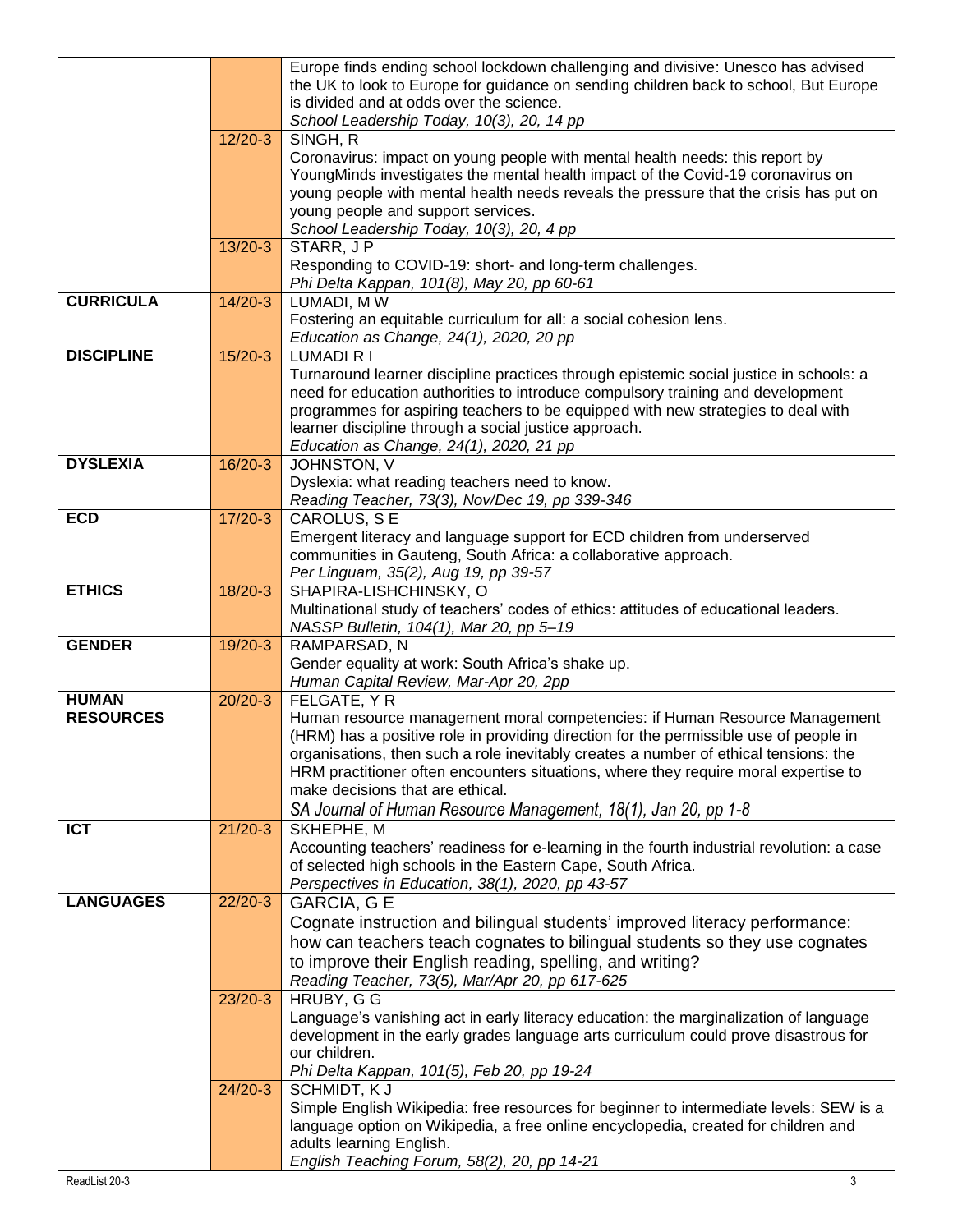| | | |
|---|---|---|
| | | Europe finds ending school lockdown challenging and divisive: Unesco has advised the UK to look to Europe for guidance on sending children back to school, But Europe is divided and at odds over the science.<br>*School Leadership Today, 10(3), 20, 14 pp* |
| | 12/20-3 | SINGH, R<br>Coronavirus: impact on young people with mental health needs: this report by YoungMinds investigates the mental health impact of the Covid-19 coronavirus on young people with mental health needs reveals the pressure that the crisis has put on young people and support services.<br>*School Leadership Today, 10(3), 20, 4 pp* |
| | 13/20-3 | STARR, J P<br>Responding to COVID-19: short- and long-term challenges.<br>*Phi Delta Kappan, 101(8), May 20, pp 60-61* |
| **CURRICULA** | 14/20-3 | LUMADI, M W<br>Fostering an equitable curriculum for all: a social cohesion lens.<br>*Education as Change, 24(1), 2020, 20 pp* |
| **DISCIPLINE** | 15/20-3 | LUMADI R I<br>Turnaround learner discipline practices through epistemic social justice in schools: a need for education authorities to introduce compulsory training and development programmes for aspiring teachers to be equipped with new strategies to deal with learner discipline through a social justice approach.<br>*Education as Change, 24(1), 2020, 21 pp* |
| **DYSLEXIA** | 16/20-3 | JOHNSTON, V<br>Dyslexia: what reading teachers need to know.<br>*Reading Teacher, 73(3), Nov/Dec 19, pp 339-346* |
| **ECD** | 17/20-3 | CAROLUS, S E<br>Emergent literacy and language support for ECD children from underserved communities in Gauteng, South Africa: a collaborative approach.<br>*Per Linguam, 35(2), Aug 19, pp 39-57* |
| **ETHICS** | 18/20-3 | SHAPIRA-LISHCHINSKY, O<br>Multinational study of teachers' codes of ethics: attitudes of educational leaders.<br>*NASSP Bulletin, 104(1), Mar 20, pp 5–19* |
| **GENDER** | 19/20-3 | RAMPARSAD, N<br>Gender equality at work: South Africa's shake up.<br>*Human Capital Review, Mar-Apr 20, 2pp* |
| **HUMAN RESOURCES** | 20/20-3 | FELGATE, Y R<br>Human resource management moral competencies: if Human Resource Management (HRM) has a positive role in providing direction for the permissible use of people in organisations, then such a role inevitably creates a number of ethical tensions: the HRM practitioner often encounters situations, where they require moral expertise to make decisions that are ethical.<br>*SA Journal of Human Resource Management, 18(1), Jan 20, pp 1-8* |
| **ICT** | 21/20-3 | SKHEPHE, M<br>Accounting teachers' readiness for e-learning in the fourth industrial revolution: a case of selected high schools in the Eastern Cape, South Africa.<br>*Perspectives in Education, 38(1), 2020, pp 43-57* |
| **LANGUAGES** | 22/20-3 | GARCIA, G E<br>Cognate instruction and bilingual students' improved literacy performance: how can teachers teach cognates to bilingual students so they use cognates to improve their English reading, spelling, and writing?<br>*Reading Teacher, 73(5), Mar/Apr 20, pp 617-625* |
| | 23/20-3 | HRUBY, G G<br>Language's vanishing act in early literacy education: the marginalization of language development in the early grades language arts curriculum could prove disastrous for our children.<br>*Phi Delta Kappan, 101(5), Feb 20, pp 19-24* |
| | 24/20-3 | SCHMIDT, K J<br>Simple English Wikipedia: free resources for beginner to intermediate levels: SEW is a language option on Wikipedia, a free online encyclopedia, created for children and adults learning English.<br>*English Teaching Forum, 58(2), 20, pp 14-21* |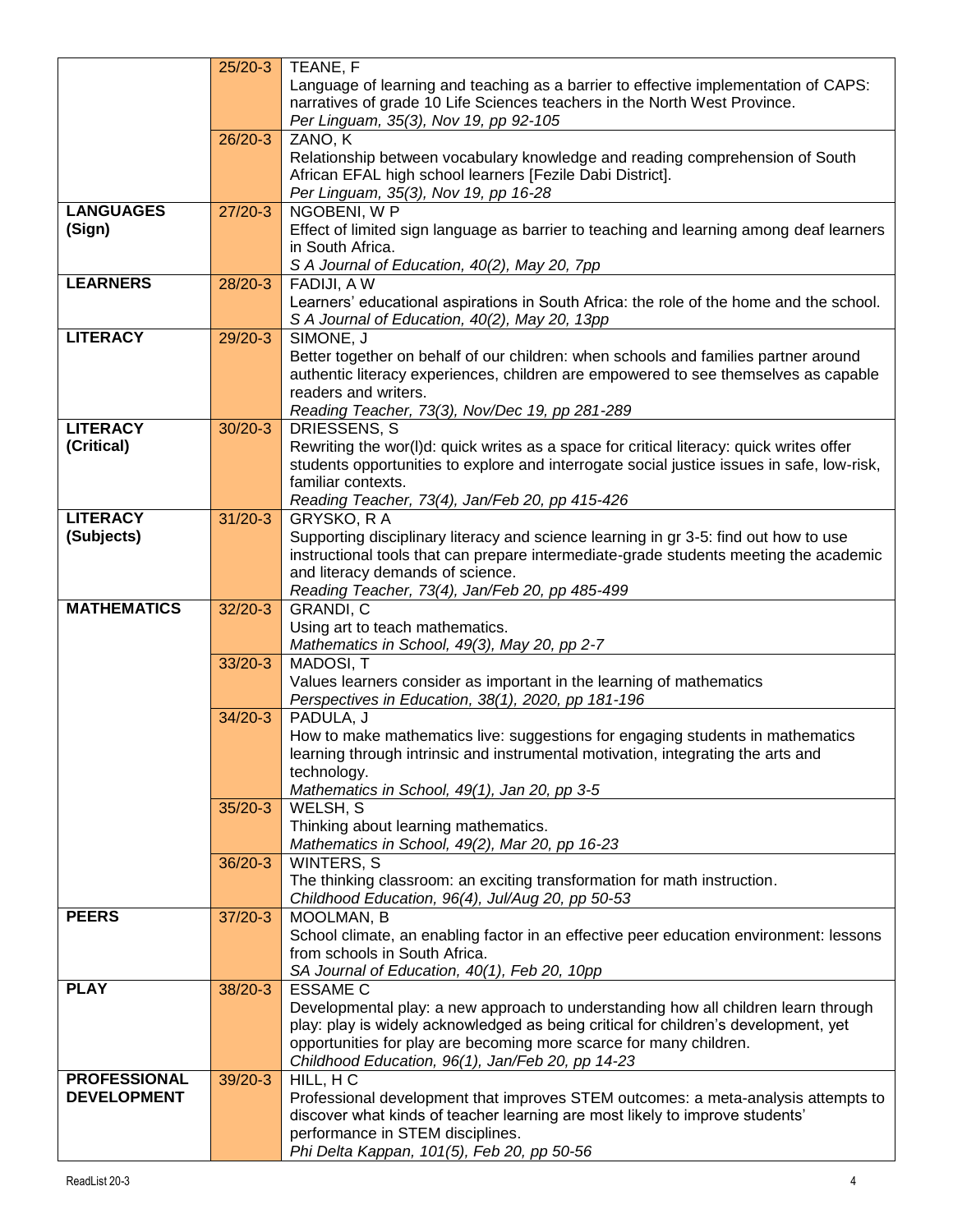| | | |
|---|---|---|
| | 25/20-3 | TEANE, F<br>Language of learning and teaching as a barrier to effective implementation of CAPS: narratives of grade 10 Life Sciences teachers in the North West Province.<br>*Per Linguam, 35(3), Nov 19, pp 92-105* |
| | 26/20-3 | ZANO, K<br>Relationship between vocabulary knowledge and reading comprehension of South African EFAL high school learners [Fezile Dabi District].<br>*Per Linguam, 35(3), Nov 19, pp 16-28* |
| **LANGUAGES (Sign)** | 27/20-3 | NGOBENI, W P<br>Effect of limited sign language as barrier to teaching and learning among deaf learners in South Africa.<br>*S A Journal of Education, 40(2), May 20, 7pp* |
| **LEARNERS** | 28/20-3 | FADIJI, A W<br>Learners' educational aspirations in South Africa: the role of the home and the school.<br>*S A Journal of Education, 40(2), May 20, 13pp* |
| **LITERACY** | 29/20-3 | SIMONE, J<br>Better together on behalf of our children: when schools and families partner around authentic literacy experiences, children are empowered to see themselves as capable readers and writers.<br>*Reading Teacher, 73(3), Nov/Dec 19, pp 281-289* |
| **LITERACY (Critical)** | 30/20-3 | DRIESSENS, S<br>Rewriting the wor(l)d: quick writes as a space for critical literacy: quick writes offer students opportunities to explore and interrogate social justice issues in safe, low-risk, familiar contexts.<br>*Reading Teacher, 73(4), Jan/Feb 20, pp 415-426* |
| **LITERACY (Subjects)** | 31/20-3 | GRYSKO, R A<br>Supporting disciplinary literacy and science learning in gr 3-5: find out how to use instructional tools that can prepare intermediate-grade students meeting the academic and literacy demands of science.<br>*Reading Teacher, 73(4), Jan/Feb 20, pp 485-499* |
| **MATHEMATICS** | 32/20-3 | GRANDI, C<br>Using art to teach mathematics.<br>*Mathematics in School, 49(3), May 20, pp 2-7* |
| | 33/20-3 | MADOSI, T<br>Values learners consider as important in the learning of mathematics<br>*Perspectives in Education, 38(1), 2020, pp 181-196* |
| | 34/20-3 | PADULA, J<br>How to make mathematics live: suggestions for engaging students in mathematics learning through intrinsic and instrumental motivation, integrating the arts and technology.<br>*Mathematics in School, 49(1), Jan 20, pp 3-5* |
| | 35/20-3 | WELSH, S<br>Thinking about learning mathematics.<br>*Mathematics in School, 49(2), Mar 20, pp 16-23* |
| | 36/20-3 | WINTERS, S<br>The thinking classroom: an exciting transformation for math instruction.<br>*Childhood Education, 96(4), Jul/Aug 20, pp 50-53* |
| **PEERS** | 37/20-3 | MOOLMAN, B<br>School climate, an enabling factor in an effective peer education environment: lessons from schools in South Africa.<br>*SA Journal of Education, 40(1), Feb 20, 10pp* |
| **PLAY** | 38/20-3 | ESSAME C<br>Developmental play: a new approach to understanding how all children learn through play: play is widely acknowledged as being critical for children's development, yet opportunities for play are becoming more scarce for many children.<br>*Childhood Education, 96(1), Jan/Feb 20, pp 14-23* |
| **PROFESSIONAL DEVELOPMENT** | 39/20-3 | HILL, H C<br>Professional development that improves STEM outcomes: a meta-analysis attempts to discover what kinds of teacher learning are most likely to improve students' performance in STEM disciplines.<br>*Phi Delta Kappan, 101(5), Feb 20, pp 50-56* |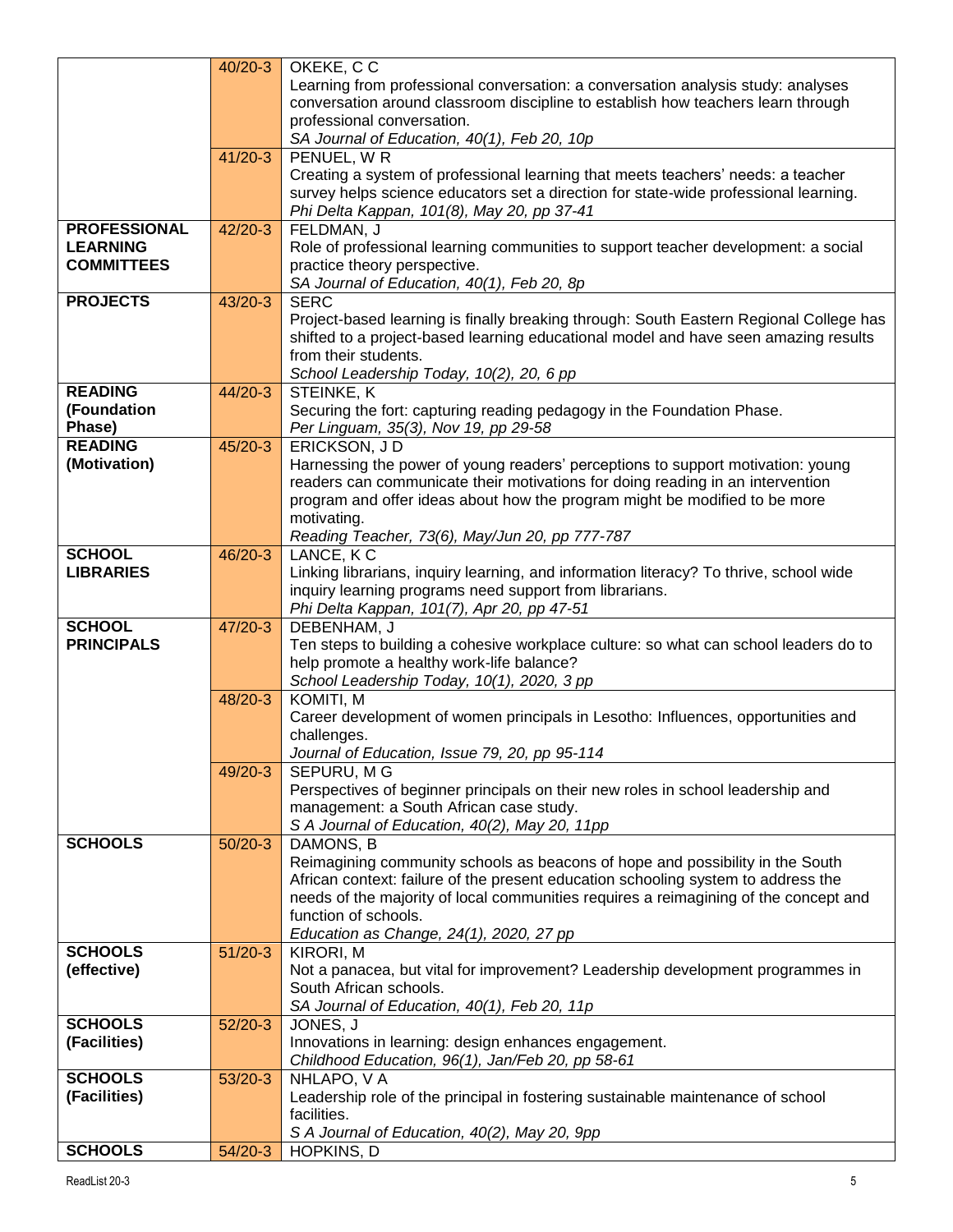| | | |
|---|---|---|
| | 40/20-3 | OKEKE, C C<br>Learning from professional conversation: a conversation analysis study: analyses conversation around classroom discipline to establish how teachers learn through professional conversation.<br>*SA Journal of Education, 40(1), Feb 20, 10p* |
| | 41/20-3 | PENUEL, W R<br>Creating a system of professional learning that meets teachers' needs: a teacher survey helps science educators set a direction for state-wide professional learning.<br>*Phi Delta Kappan, 101(8), May 20, pp 37-41* |
| **PROFESSIONAL LEARNING COMMITTEES** | 42/20-3 | FELDMAN, J<br>Role of professional learning communities to support teacher development: a social practice theory perspective.<br>*SA Journal of Education, 40(1), Feb 20, 8p* |
| **PROJECTS** | 43/20-3 | SERC<br>Project-based learning is finally breaking through: South Eastern Regional College has shifted to a project-based learning educational model and have seen amazing results from their students.<br>*School Leadership Today, 10(2), 20, 6 pp* |
| **READING (Foundation Phase)** | 44/20-3 | STEINKE, K<br>Securing the fort: capturing reading pedagogy in the Foundation Phase.<br>*Per Linguam, 35(3), Nov 19, pp 29-58* |
| **READING (Motivation)** | 45/20-3 | ERICKSON, J D<br>Harnessing the power of young readers' perceptions to support motivation: young readers can communicate their motivations for doing reading in an intervention program and offer ideas about how the program might be modified to be more motivating.<br>*Reading Teacher, 73(6), May/Jun 20, pp 777-787* |
| **SCHOOL LIBRARIES** | 46/20-3 | LANCE, K C<br>Linking librarians, inquiry learning, and information literacy? To thrive, school wide inquiry learning programs need support from librarians.<br>*Phi Delta Kappan, 101(7), Apr 20, pp 47-51* |
| **SCHOOL PRINCIPALS** | 47/20-3 | DEBENHAM, J<br>Ten steps to building a cohesive workplace culture: so what can school leaders do to help promote a healthy work-life balance?<br>*School Leadership Today, 10(1), 2020, 3 pp* |
| | 48/20-3 | KOMITI, M<br>Career development of women principals in Lesotho: Influences, opportunities and challenges.<br>*Journal of Education, Issue 79, 20, pp 95-114* |
| | 49/20-3 | SEPURU, M G<br>Perspectives of beginner principals on their new roles in school leadership and management: a South African case study.<br>*S A Journal of Education, 40(2), May 20, 11pp* |
| **SCHOOLS** | 50/20-3 | DAMONS, B<br>Reimagining community schools as beacons of hope and possibility in the South African context: failure of the present education schooling system to address the needs of the majority of local communities requires a reimagining of the concept and function of schools.<br>*Education as Change, 24(1), 2020, 27 pp* |
| **SCHOOLS (effective)** | 51/20-3 | KIRORI, M<br>Not a panacea, but vital for improvement? Leadership development programmes in South African schools.<br>*SA Journal of Education, 40(1), Feb 20, 11p* |
| **SCHOOLS (Facilities)** | 52/20-3 | JONES, J<br>Innovations in learning: design enhances engagement.<br>*Childhood Education, 96(1), Jan/Feb 20, pp 58-61* |
| **SCHOOLS (Facilities)** | 53/20-3 | NHLAPO, V A<br>Leadership role of the principal in fostering sustainable maintenance of school facilities.<br>*S A Journal of Education, 40(2), May 20, 9pp* |
| **SCHOOLS** | 54/20-3 | HOPKINS, D |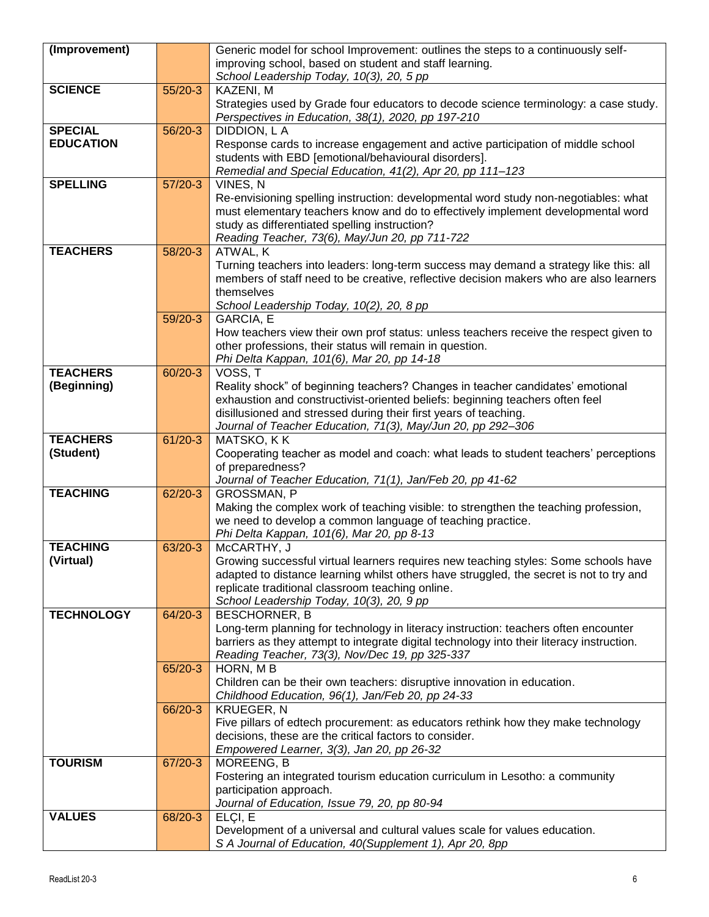| | | |
|---|---|---|
| **(Improvement)** | | Generic model for school Improvement: outlines the steps to a continuously self-improving school, based on student and staff learning.<br>*School Leadership Today, 10(3), 20, 5 pp* |
| **SCIENCE** | 55/20-3 | KAZENI, M<br>Strategies used by Grade four educators to decode science terminology: a case study.<br>*Perspectives in Education, 38(1), 2020, pp 197-210* |
| **SPECIAL EDUCATION** | 56/20-3 | DIDDION, L A<br>Response cards to increase engagement and active participation of middle school students with EBD [emotional/behavioural disorders].<br>*Remedial and Special Education, 41(2), Apr 20, pp 111–123* |
| **SPELLING** | 57/20-3 | VINES, N<br>Re-envisioning spelling instruction: developmental word study non-negotiables: what must elementary teachers know and do to effectively implement developmental word study as differentiated spelling instruction?<br>*Reading Teacher, 73(6), May/Jun 20, pp 711-722* |
| **TEACHERS** | 58/20-3 | ATWAL, K<br>Turning teachers into leaders: long-term success may demand a strategy like this: all members of staff need to be creative, reflective decision makers who are also learners themselves<br>*School Leadership Today, 10(2), 20, 8 pp* |
| | 59/20-3 | GARCIA, E<br>How teachers view their own prof status: unless teachers receive the respect given to other professions, their status will remain in question.<br>*Phi Delta Kappan, 101(6), Mar 20, pp 14-18* |
| **TEACHERS (Beginning)** | 60/20-3 | VOSS, T<br>Reality shock" of beginning teachers? Changes in teacher candidates' emotional exhaustion and constructivist-oriented beliefs: beginning teachers often feel disillusioned and stressed during their first years of teaching.<br>*Journal of Teacher Education, 71(3), May/Jun 20, pp 292–306* |
| **TEACHERS (Student)** | 61/20-3 | MATSKO, K K<br>Cooperating teacher as model and coach: what leads to student teachers' perceptions of preparedness?<br>*Journal of Teacher Education, 71(1), Jan/Feb 20, pp 41-62* |
| **TEACHING** | 62/20-3 | GROSSMAN, P<br>Making the complex work of teaching visible: to strengthen the teaching profession, we need to develop a common language of teaching practice.<br>*Phi Delta Kappan, 101(6), Mar 20, pp 8-13* |
| **TEACHING (Virtual)** | 63/20-3 | McCARTHY, J<br>Growing successful virtual learners requires new teaching styles: Some schools have adapted to distance learning whilst others have struggled, the secret is not to try and replicate traditional classroom teaching online.<br>*School Leadership Today, 10(3), 20, 9 pp* |
| **TECHNOLOGY** | 64/20-3 | BESCHORNER, B<br>Long-term planning for technology in literacy instruction: teachers often encounter barriers as they attempt to integrate digital technology into their literacy instruction.<br>*Reading Teacher, 73(3), Nov/Dec 19, pp 325-337* |
| | 65/20-3 | HORN, M B<br>Children can be their own teachers: disruptive innovation in education.<br>*Childhood Education, 96(1), Jan/Feb 20, pp 24-33* |
| | 66/20-3 | KRUEGER, N<br>Five pillars of edtech procurement: as educators rethink how they make technology decisions, these are the critical factors to consider.<br>*Empowered Learner, 3(3), Jan 20, pp 26-32* |
| **TOURISM** | 67/20-3 | MOREENG, B<br>Fostering an integrated tourism education curriculum in Lesotho: a community participation approach.<br>*Journal of Education, Issue 79, 20, pp 80-94* |
| **VALUES** | 68/20-3 | ELÇI, E<br>Development of a universal and cultural values scale for values education.<br>*S A Journal of Education, 40(Supplement 1), Apr 20, 8pp* |